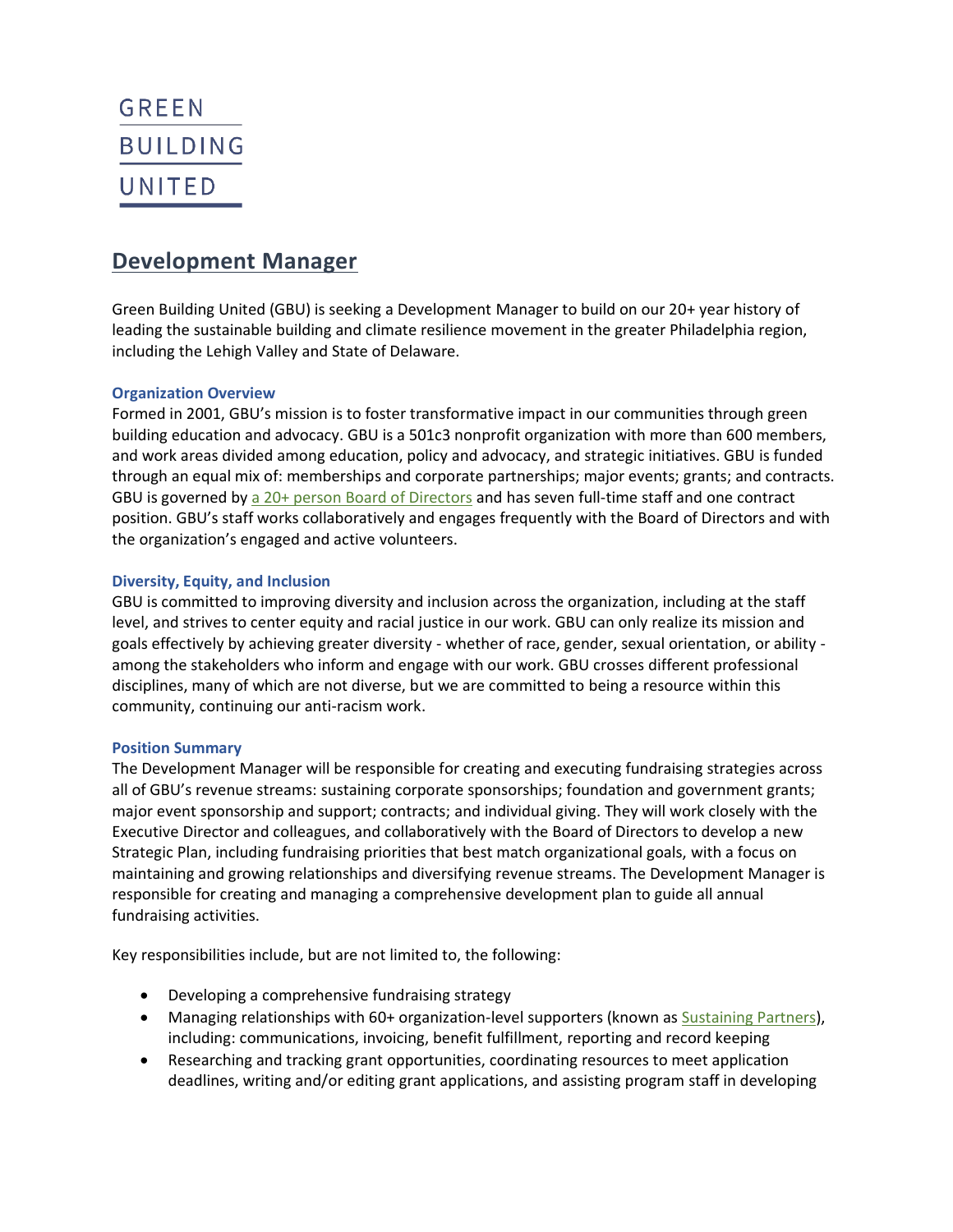GREEN
BUILDING
UNITED

# Development Manager

Green Building United (GBU) is seeking a Development Manager to build on our 20+ year history of leading the sustainable building and climate resilience movement in the greater Philadelphia region, including the Lehigh Valley and State of Delaware.

### Organization Overview

Formed in 2001, GBU's mission is to foster transformative impact in our communities through green building education and advocacy. GBU is a 501c3 nonprofit organization with more than 600 members, and work areas divided among education, policy and advocacy, and strategic initiatives. GBU is funded through an equal mix of: memberships and corporate partnerships; major events; grants; and contracts. GBU is governed by a 20+ person Board of Directors and has seven full-time staff and one contract position. GBU's staff works collaboratively and engages frequently with the Board of Directors and with the organization's engaged and active volunteers.

### Diversity, Equity, and Inclusion

GBU is committed to improving diversity and inclusion across the organization, including at the staff level, and strives to center equity and racial justice in our work. GBU can only realize its mission and goals effectively by achieving greater diversity - whether of race, gender, sexual orientation, or ability - among the stakeholders who inform and engage with our work. GBU crosses different professional disciplines, many of which are not diverse, but we are committed to being a resource within this community, continuing our anti-racism work.

### Position Summary

The Development Manager will be responsible for creating and executing fundraising strategies across all of GBU's revenue streams: sustaining corporate sponsorships; foundation and government grants; major event sponsorship and support; contracts; and individual giving. They will work closely with the Executive Director and colleagues, and collaboratively with the Board of Directors to develop a new Strategic Plan, including fundraising priorities that best match organizational goals, with a focus on maintaining and growing relationships and diversifying revenue streams. The Development Manager is responsible for creating and managing a comprehensive development plan to guide all annual fundraising activities.

Key responsibilities include, but are not limited to, the following:

- Developing a comprehensive fundraising strategy
- Managing relationships with 60+ organization-level supporters (known as Sustaining Partners), including: communications, invoicing, benefit fulfillment, reporting and record keeping
- Researching and tracking grant opportunities, coordinating resources to meet application deadlines, writing and/or editing grant applications, and assisting program staff in developing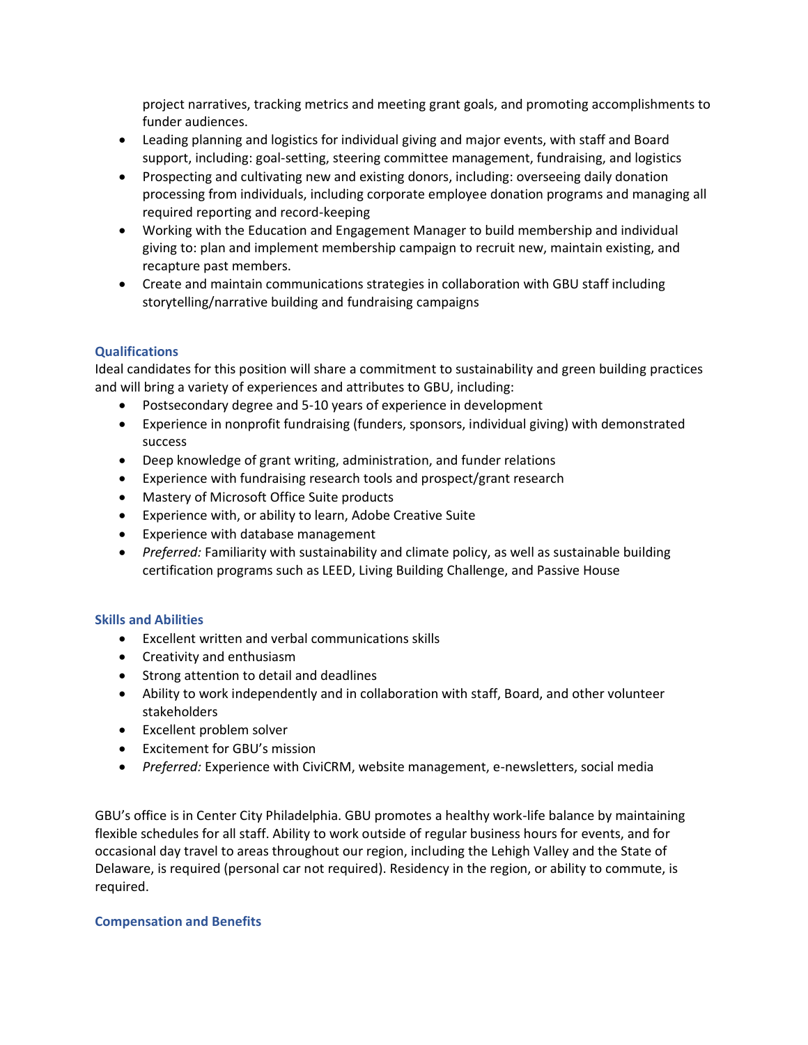project narratives, tracking metrics and meeting grant goals, and promoting accomplishments to funder audiences.

- Leading planning and logistics for individual giving and major events, with staff and Board support, including: goal-setting, steering committee management, fundraising, and logistics
- Prospecting and cultivating new and existing donors, including: overseeing daily donation processing from individuals, including corporate employee donation programs and managing all required reporting and record-keeping
- Working with the Education and Engagement Manager to build membership and individual giving to: plan and implement membership campaign to recruit new, maintain existing, and recapture past members.
- Create and maintain communications strategies in collaboration with GBU staff including storytelling/narrative building and fundraising campaigns

### Qualifications

Ideal candidates for this position will share a commitment to sustainability and green building practices and will bring a variety of experiences and attributes to GBU, including:

- Postsecondary degree and 5-10 years of experience in development
- Experience in nonprofit fundraising (funders, sponsors, individual giving) with demonstrated success
- Deep knowledge of grant writing, administration, and funder relations
- Experience with fundraising research tools and prospect/grant research
- Mastery of Microsoft Office Suite products
- Experience with, or ability to learn, Adobe Creative Suite
- Experience with database management
- *Preferred:* Familiarity with sustainability and climate policy, as well as sustainable building certification programs such as LEED, Living Building Challenge, and Passive House

### Skills and Abilities

- Excellent written and verbal communications skills
- Creativity and enthusiasm
- Strong attention to detail and deadlines
- Ability to work independently and in collaboration with staff, Board, and other volunteer stakeholders
- Excellent problem solver
- Excitement for GBU's mission
- *Preferred:* Experience with CiviCRM, website management, e-newsletters, social media

GBU's office is in Center City Philadelphia. GBU promotes a healthy work-life balance by maintaining flexible schedules for all staff. Ability to work outside of regular business hours for events, and for occasional day travel to areas throughout our region, including the Lehigh Valley and the State of Delaware, is required (personal car not required). Residency in the region, or ability to commute, is required.

### Compensation and Benefits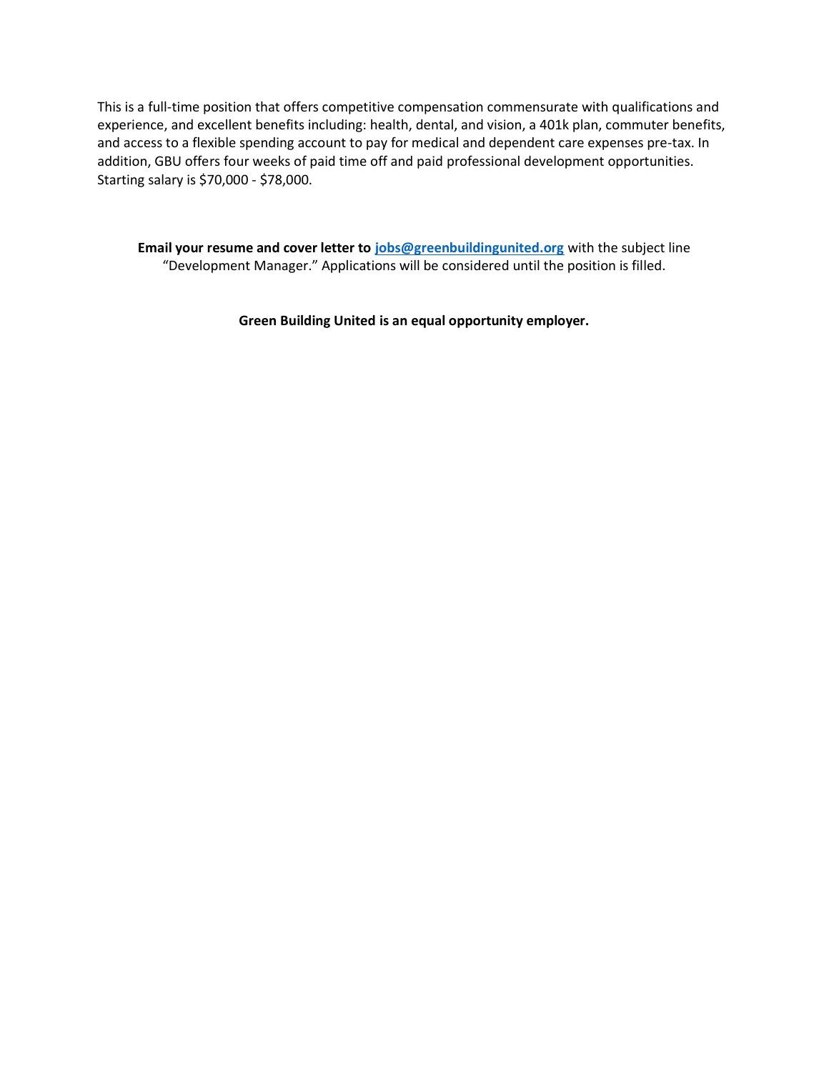This is a full-time position that offers competitive compensation commensurate with qualifications and experience, and excellent benefits including: health, dental, and vision, a 401k plan, commuter benefits, and access to a flexible spending account to pay for medical and dependent care expenses pre-tax. In addition, GBU offers four weeks of paid time off and paid professional development opportunities. Starting salary is $70,000 - $78,000.

**Email your resume and cover letter to [jobs@greenbuildingunited.org](mailto:jobs@greenbuildingunited.org)** with the subject line "Development Manager." Applications will be considered until the position is filled.

**Green Building United is an equal opportunity employer.**